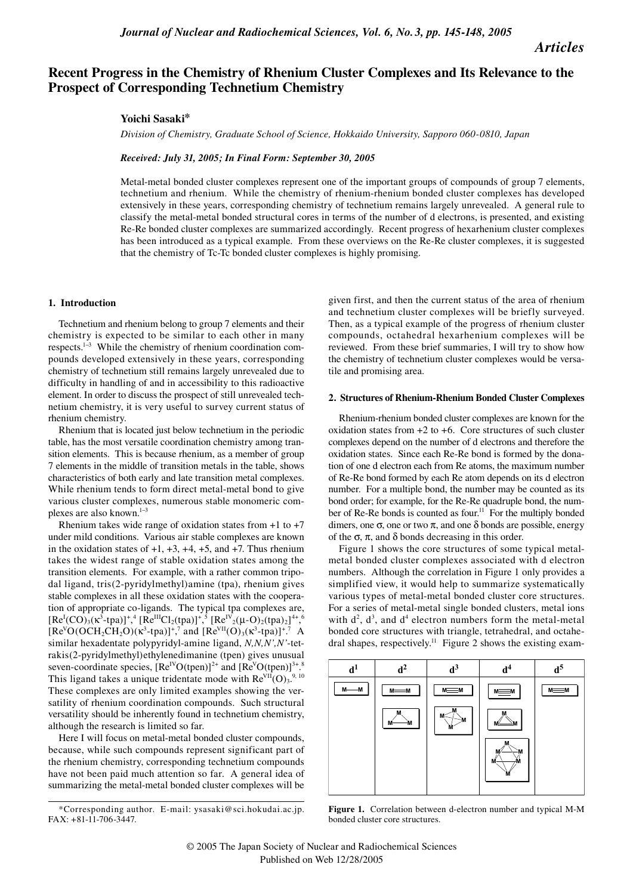*Articles*

# Recent Progress in the Chemistry of Rhenium Cluster Complexes and Its Relevance to the Prospect of Corresponding Technetium Chemistry

**Yoichi Sasaki***

*Division of Chemistry, Graduate School of Science, Hokkaido University, Sapporo 060-0810, Japan*

*Received: July 31, 2005; In Final Form: September 30, 2005*

Metal-metal bonded cluster complexes represent one of the important groups of compounds of group 7 elements, technetium and rhenium. While the chemistry of rhenium-rhenium bonded cluster complexes has developed extensively in these years, corresponding chemistry of technetium remains largely unrevealed. A general rule to classify the metal-metal bonded structural cores in terms of the number of d electrons, is presented, and existing Re-Re bonded cluster complexes are summarized accordingly. Recent progress of hexarhenium cluster complexes has been introduced as a typical example. From these overviews on the Re-Re cluster complexes, it is suggested that the chemistry of Tc-Tc bonded cluster complexes is highly promising.

## 1. Introduction

Technetium and rhenium belong to group 7 elements and their chemistry is expected to be similar to each other in many respects.[1–3] While the chemistry of rhenium coordination compounds developed extensively in these years, corresponding chemistry of technetium still remains largely unrevealed due to difficulty in handling of and in accessibility to this radioactive element. In order to discuss the prospect of still unrevealed technetium chemistry, it is very useful to survey current status of rhenium chemistry.

Rhenium that is located just below technetium in the periodic table, has the most versatile coordination chemistry among transition elements. This is because rhenium, as a member of group 7 elements in the middle of transition metals in the table, shows characteristics of both early and late transition metal complexes. While rhenium tends to form direct metal-metal bond to give various cluster complexes, numerous stable monomeric complexes are also known.[1–3]

Rhenium takes wide range of oxidation states from +1 to +7 under mild conditions. Various air stable complexes are known in the oxidation states of +1, +3, +4, +5, and +7. Thus rhenium takes the widest range of stable oxidation states among the transition elements. For example, with a rather common tripodal ligand, tris(2-pyridylmethyl)amine (tpa), rhenium gives stable complexes in all these oxidation states with the cooperation of appropriate co-ligands. The typical tpa complexes are, $[Re^{I}(CO)_3(\kappa^3\text{-tpa})]^+$,[4] $[Re^{III}Cl_2(tpa)]^+$,[5] $[Re^{IV}{}_2(\mu\text{-O})_2(tpa)_2]^{4+}$,[6] $[Re^{V}O(OCH_2CH_2O)(\kappa^3\text{-tpa})]^+$,[7] and $[Re^{VII}(O)_3(\kappa^3\text{-tpa})]^+$.[7] A similar hexadentate polypyridyl-amine ligand, *N,N,N',N'*-tetrakis(2-pyridylmethyl)ethylenedimanine (tpen) gives unusual seven-coordinate species, $[Re^{IV}O(tpen)]^{2+}$ and $[Re^{V}O(tpen)]^{3+}$.[8] This ligand takes a unique tridentate mode with $Re^{VII}(O)_3$.[9, 10] These complexes are only limited examples showing the versatility of rhenium coordination compounds. Such structural versatility should be inherently found in technetium chemistry, although the research is limited so far.

Here I will focus on metal-metal bonded cluster compounds, because, while such compounds represent significant part of the rhenium chemistry, corresponding technetium compounds have not been paid much attention so far. A general idea of summarizing the metal-metal bonded cluster complexes will be given first, and then the current status of the area of rhenium and technetium cluster complexes will be briefly surveyed. Then, as a typical example of the progress of rhenium cluster compounds, octahedral hexarhenium complexes will be reviewed. From these brief summaries, I will try to show how the chemistry of technetium cluster complexes would be versatile and promising area.

## 2. Structures of Rhenium-Rhenium Bonded Cluster Complexes

Rhenium-rhenium bonded cluster complexes are known for the oxidation states from +2 to +6. Core structures of such cluster complexes depend on the number of d electrons and therefore the oxidation states. Since each Re-Re bond is formed by the donation of one d electron each from Re atoms, the maximum number of Re-Re bond formed by each Re atom depends on its d electron number. For a multiple bond, the number may be counted as its bond order; for example, for the Re-Re quadruple bond, the number of Re-Re bonds is counted as four.[11] For the multiply bonded dimers, one σ, one or two π, and one δ bonds are possible, energy of the σ, π, and δ bonds decreasing in this order.

Figure 1 shows the core structures of some typical metal-metal bonded cluster complexes associated with d electron numbers. Although the correlation in Figure 1 only provides a simplified view, it would help to summarize systematically various types of metal-metal bonded cluster core structures. For a series of metal-metal single bonded clusters, metal ions with $d^2$, $d^3$, and $d^4$ electron numbers form the metal-metal bonded core structures with triangle, tetrahedral, and octahedral shapes, respectively.[11] Figure 2 shows the existing examples

| $d^1$ | $d^2$ | $d^3$ | $d^4$ | $d^5$ |
|---|---|---|---|---|
| M—M | M=M, triangle $M_3$ | M≡M, tetrahedron $M_4$ | M≣M (quadruple), triangle $M_3$, octahedron $M_6$ | M≡M |

**Figure 1.** Correlation between d-electron number and typical M-M bonded cluster core structures.

*Corresponding author. E-mail: ysasaki@sci.hokudai.ac.jp. FAX: +81-11-706-3447.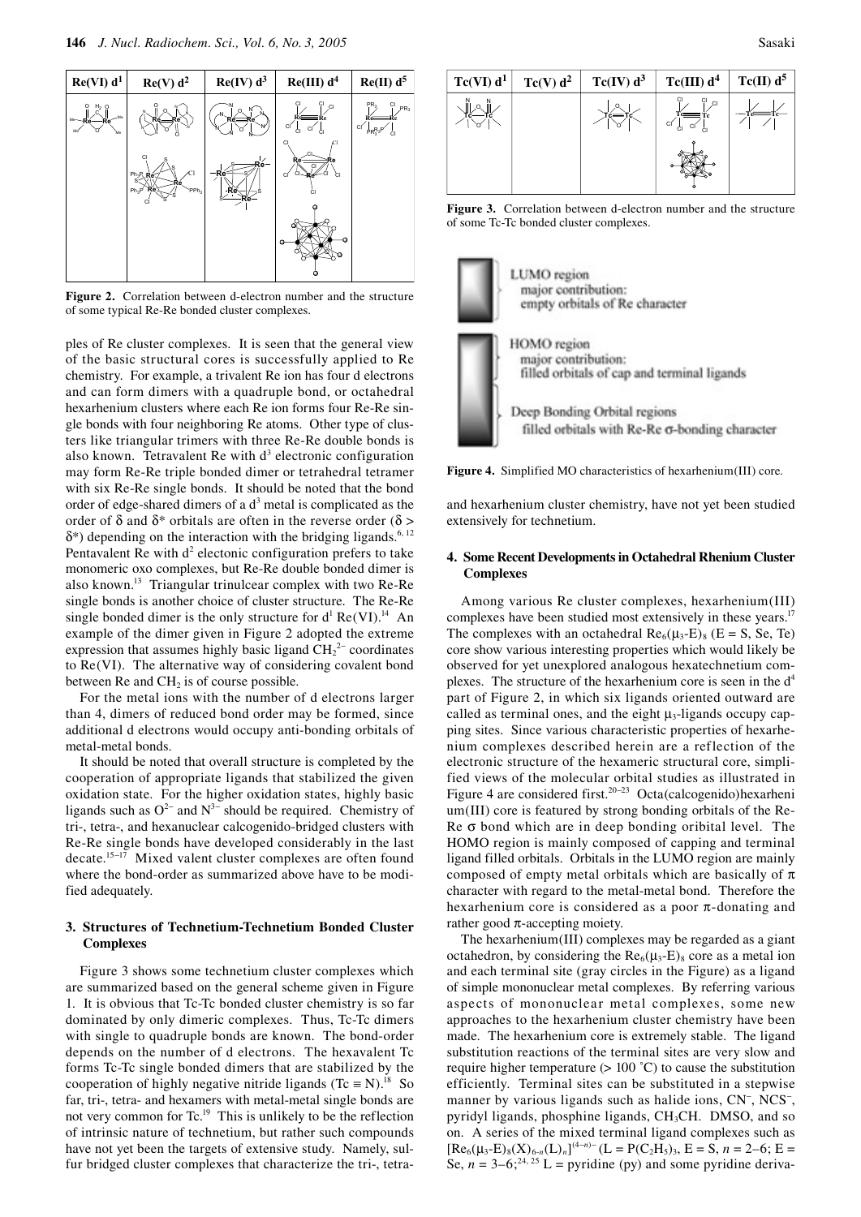**Figure 2.** Correlation between d-electron number and the structure of some typical Re-Re bonded cluster complexes.

ples of Re cluster complexes. It is seen that the general view of the basic structural cores is successfully applied to Re chemistry. For example, a trivalent Re ion has four d electrons and can form dimers with a quadruple bond, or octahedral hexarhenium clusters where each Re ion forms four Re-Re single bonds with four neighboring Re atoms. Other type of clusters like triangular trimers with three Re-Re double bonds is also known. Tetravalent Re with $d^3$ electronic configuration may form Re-Re triple bonded dimer or tetrahedral tetramer with six Re-Re single bonds. It should be noted that the bond order of edge-shared dimers of a $d^3$ metal is complicated as the order of δ and δ* orbitals are often in the reverse order (δ > δ*) depending on the interaction with the bridging ligands.[6, 12] Pentavalent Re with $d^2$ electonic configuration prefers to take monomeric oxo complexes, but Re-Re double bonded dimer is also known.[13] Triangular trinulcear complex with two Re-Re single bonds is another choice of cluster structure. The Re-Re single bonded dimer is the only structure for $d^1$ Re(VI).[14] An example of the dimer given in Figure 2 adopted the extreme expression that assumes highly basic ligand $CH_2^{2-}$ coordinates to Re(VI). The alternative way of considering covalent bond between Re and $CH_2$ is of course possible.

For the metal ions with the number of d electrons larger than 4, dimers of reduced bond order may be formed, since additional d electrons would occupy anti-bonding orbitals of metal-metal bonds.

It should be noted that overall structure is completed by the cooperation of appropriate ligands that stabilized the given oxidation state. For the higher oxidation states, highly basic ligands such as $O^{2-}$ and $N^{3-}$ should be required. Chemistry of tri-, tetra-, and hexanuclear calcogenido-bridged clusters with Re-Re single bonds have developed considerably in the last decate.[15–17] Mixed valent cluster complexes are often found where the bond-order as summarized above have to be modified adequately.

## 3. Structures of Technetium-Technetium Bonded Cluster Complexes

Figure 3 shows some technetium cluster complexes which are summarized based on the general scheme given in Figure 1. It is obvious that Tc-Tc bonded cluster chemistry is so far dominated by only dimeric complexes. Thus, Tc-Tc dimers with single to quadruple bonds are known. The bond-order depends on the number of d electrons. The hexavalent Tc forms Tc-Tc single bonded dimers that are stabilized by the cooperation of highly negative nitride ligands (Tc ≡ N).[18] So far, tri-, tetra- and hexamers with metal-metal single bonds are not very common for Tc.[19] This is unlikely to be the reflection of intrinsic nature of technetium, but rather such compounds have not yet been the targets of extensive study. Namely, sulfur bridged cluster complexes that characterize the tri-, tetra- and hexarhenium cluster chemistry, have not yet been studied extensively for technetium.

**Figure 3.** Correlation between d-electron number and the structure of some Tc-Tc bonded cluster complexes.

**Figure 4.** Simplified MO characteristics of hexarhenium(III) core.

## 4. Some Recent Developments in Octahedral Rhenium Cluster Complexes

Among various Re cluster complexes, hexarhenium(III) complexes have been studied most extensively in these years.[17] The complexes with an octahedral $Re_6(\mu_3\text{-}E)_8$ (E = S, Se, Te) core show various interesting properties which would likely be observed for yet unexplored analogous hexatechnetium complexes. The structure of the hexarhenium core is seen in the $d^4$ part of Figure 2, in which six ligands oriented outward are called as terminal ones, and the eight $\mu_3$-ligands occupy capping sites. Since various characteristic properties of hexarhenium complexes described herein are a reflection of the electronic structure of the hexameric structural core, simplified views of the molecular orbital studies as illustrated in Figure 4 are considered first.[20–23] Octa(calcogenido)hexarhenium(III) core is featured by strong bonding orbitals of the Re-Re σ bond which are in deep bonding oribital level. The HOMO region is mainly composed of capping and terminal ligand filled orbitals. Orbitals in the LUMO region are mainly composed of empty metal orbitals which are basically of π character with regard to the metal-metal bond. Therefore the hexarhenium core is considered as a poor π-donating and rather good π-accepting moiety.

The hexarhenium(III) complexes may be regarded as a giant octahedron, by considering the $Re_6(\mu_3\text{-}E)_8$ core as a metal ion and each terminal site (gray circles in the Figure) as a ligand of simple mononuclear metal complexes. By referring various aspects of mononuclear metal complexes, some new approaches to the hexarhenium cluster chemistry have been made. The hexarhenium core is extremely stable. The ligand substitution reactions of the terminal sites are very slow and require higher temperature (> 100 ˚C) to cause the substitution efficiently. Terminal sites can be substituted in a stepwise manner by various ligands such as halide ions, $CN^-$, $NCS^-$, pyridyl ligands, phosphine ligands, $CH_3CH$. DMSO, and so on. A series of the mixed terminal ligand complexes such as $[Re_6(\mu_3\text{-}E)_8(X)_{6-n}(L)_n]^{(4-n)-}$ (L = $P(C_2H_5)_3$, E = S, $n$ = 2–6; E = Se, $n$ = 3–6;[24, 25] L = pyridine (py) and some pyridine deriva-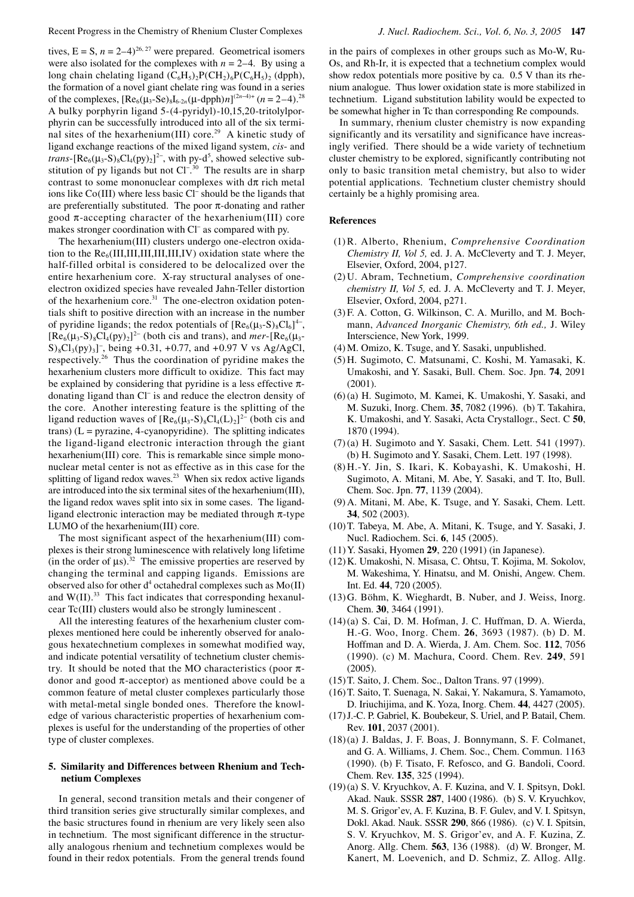tives, E = S, $n = 2$–$4$)[26, 27] were prepared. Geometrical isomers were also isolated for the complexes with $n = 2$–$4$. By using a long chain chelating ligand $(C_6H_5)_2P(CH_2)_6P(C_6H_5)_2$ (dpph), the formation of a novel giant chelate ring was found in a series of the complexes, $[Re_6(\mu_3\text{-Se})_8I_{6-2n}(\mu\text{-dpph})n]^{(2n-4)+}$ ($n = 2$–$4$).[28] A bulky porphyrin ligand 5-(4-pyridyl)-10,15,20-tritolylporphyrin can be successfully introduced into all of the six terminal sites of the hexarhenium(III) core.[29] A kinetic study of ligand exchange reactions of the mixed ligand system, *cis*- and *trans*-$[Re_6(\mu_3\text{-S})_8Cl_4(py)_2]^{2-}$, with py-d[5], showed selective substitution of py ligands but not $Cl^-$.[30] The results are in sharp contrast to some mononuclear complexes with dπ rich metal ions like Co(III) where less basic $Cl^-$ should be the ligands that are preferentially substituted. The poor π-donating and rather good π-accepting character of the hexarhenium(III) core makes stronger coordination with $Cl^-$ as compared with py.

The hexarhenium(III) clusters undergo one-electron oxidation to the $Re_6$(III,III,III,III,III,IV) oxidation state where the half-filled orbital is considered to be delocalized over the entire hexarhenium core. X-ray structural analyses of one-electron oxidized species have revealed Jahn-Teller distortion of the hexarhenium core.[31] The one-electron oxidation potentials shift to positive direction with an increase in the number of pyridine ligands; the redox potentials of $[Re_6(\mu_3\text{-S})_8Cl_6]^{4-}$, $[Re_6(\mu_3\text{-S})_8Cl_4(py)_2]^{2-}$ (both cis and trans), and *mer*-$[Re_6(\mu_3\text{-S})_8Cl_3(py)_3]^-$, being +0.31, +0.77, and +0.97 V vs Ag/AgCl, respectively.[26] Thus the coordination of pyridine makes the hexarhenium clusters more difficult to oxidize. This fact may be explained by considering that pyridine is a less effective π-donating ligand than $Cl^-$ and reduce the electron density of the core. Another interesting feature is the splitting of the ligand reduction waves of $[Re_6(\mu_3\text{-S})_8Cl_4(L)_2]^{2-}$ (both cis and trans) (L = pyrazine, 4-cyanopyridine). The splitting indicates the ligand-ligand electronic interaction through the giant hexarhenium(III) core. This is remarkable since simple mononuclear metal center is not as effective as in this case for the splitting of ligand redox waves.[23] When six redox active ligands are introduced into the six terminal sites of the hexarhenium(III), the ligand redox waves split into six in some cases. The ligand-ligand electronic interaction may be mediated through π-type LUMO of the hexarhenium(III) core.

The most significant aspect of the hexarhenium(III) complexes is their strong luminescence with relatively long lifetime (in the order of μs).[32] The emissive properties are reserved by changing the terminal and capping ligands. Emissions are observed also for other $d^4$ octahedral complexes such as Mo(II) and W(II).[33] This fact indicates that corresponding hexanulcear Tc(III) clusters would also be strongly luminescent .

All the interesting features of the hexarhenium cluster complexes mentioned here could be inherently observed for analogous hexatechnetium complexes in somewhat modified way, and indicate potential versatility of technetium cluster chemistry. It should be noted that the MO characteristics (poor π-donor and good π-acceptor) as mentioned above could be a common feature of metal cluster complexes particularly those with metal-metal single bonded ones. Therefore the knowledge of various characteristic properties of hexarhenium complexes is useful for the understanding of the properties of other type of cluster complexes.

## 5. Similarity and Differences between Rhenium and Technetium Complexes

In general, second transition metals and their congener of third transition series give structurally similar complexes, and the basic structures found in rhenium are very likely seen also in technetium. The most significant difference in the structurally analogous rhenium and technetium complexes would be found in their redox potentials. From the general trends found in the pairs of complexes in other groups such as Mo-W, Ru-Os, and Rh-Ir, it is expected that a technetium complex would show redox potentials more positive by ca. 0.5 V than its rhenium analogue. Thus lower oxidation state is more stabilized in technetium. Ligand substitution lability would be expected to be somewhat higher in Tc than corresponding Re compounds.

In summary, rhenium cluster chemistry is now expanding significantly and its versatility and significance have increasingly verified. There should be a wide variety of technetium cluster chemistry to be explored, significantly contributing not only to basic transition metal chemistry, but also to wider potential applications. Technetium cluster chemistry should certainly be a highly promising area.

### References

(1) R. Alberto, Rhenium, *Comprehensive Coordination Chemistry II, Vol 5,* ed. J. A. McCleverty and T. J. Meyer, Elsevier, Oxford, 2004, p127.

(2) U. Abram, Technetium, *Comprehensive coordination chemistry II, Vol 5,* ed. J. A. McCleverty and T. J. Meyer, Elsevier, Oxford, 2004, p271.

(3) F. A. Cotton, G. Wilkinson, C. A. Murillo, and M. Bochmann, *Advanced Inorganic Chemistry, 6th ed.,* J. Wiley Interscience, New York, 1999.

(4) M. Omizo, K. Tsuge, and Y. Sasaki, unpublished.

(5) H. Sugimoto, C. Matsunami, C. Koshi, M. Yamasaki, K. Umakoshi, and Y. Sasaki, Bull. Chem. Soc. Jpn. **74**, 2091 (2001).

(6) (a) H. Sugimoto, M. Kamei, K. Umakoshi, Y. Sasaki, and M. Suzuki, Inorg. Chem. **35**, 7082 (1996). (b) T. Takahira, K. Umakoshi, and Y. Sasaki, Acta Crystallogr., Sect. C **50**, 1870 (1994).

(7) (a) H. Sugimoto and Y. Sasaki, Chem. Lett. 541 (1997). (b) H. Sugimoto and Y. Sasaki, Chem. Lett. 197 (1998).

(8) H.-Y. Jin, S. Ikari, K. Kobayashi, K. Umakoshi, H. Sugimoto, A. Mitani, M. Abe, Y. Sasaki, and T. Ito, Bull. Chem. Soc. Jpn. **77**, 1139 (2004).

(9) A. Mitani, M. Abe, K. Tsuge, Y. Sasaki, Chem. Lett. **34**, 502 (2003).

(10) T. Tabeya, M. Abe, A. Mitani, K. Tsuge, and Y. Sasaki, J. Nucl. Radiochem. Sci. **6**, 145 (2005).

(11) Y. Sasaki, Hyomen **29**, 220 (1991) (in Japanese).

(12) K. Umakoshi, N. Misasa, C. Ohtsu, T. Kojima, M. Sokolov, M. Wakeshima, Y. Hinatsu, and M. Onishi, Angew. Chem. Int. Ed. **44**, 720 (2005).

(13) G. Böhm, K. Wieghardt, B. Nuber, and J. Weiss, Inorg. Chem. **30**, 3464 (1991).

(14) (a) S. Cai, D. M. Hofman, J. C. Huffman, D. A. Wierda, H.-G. Woo, Inorg. Chem. **26**, 3693 (1987). (b) D. M. Hoffman and D. A. Wierda, J. Am. Chem. Soc. **112**, 7056 (1990). (c) M. Machura, Coord. Chem. Rev. **249**, 591 (2005).

(15) T. Saito, J. Chem. Soc., Dalton Trans. 97 (1999).

(16) T. Saito, T. Suenaga, N. Sakai, Y. Nakamura, S. Yamamoto, D. Iriuchijima, and K. Yoza, Inorg. Chem. **44**, 4427 (2005).

(17) J.-C. P. Gabriel, K. Boubekeur, S. Uriel, and P. Batail, Chem. Rev. **101**, 2037 (2001).

(18) (a) J. Baldas, J. F. Boas, J. Bonnymann, S. F. Colmanet, and G. A. Williams, J. Chem. Soc., Chem. Commun. 1163 (1990). (b) F. Tisato, F. Refosco, and G. Bandoli, Coord. Chem. Rev. **135**, 325 (1994).

(19) (a) S. V. Kryuchkov, A. F. Kuzina, and V. I. Spitsyn, Dokl. Akad. Nauk. SSSR **287**, 1400 (1986). (b) S. V. Kryuchkov, M. S. Grigor'ev, A. F. Kuzina, B. F. Gulev, and V. I. Spitsyn, Dokl. Akad. Nauk. SSSR **290**, 866 (1986). (c) V. I. Spitsin, S. V. Kryuchkov, M. S. Grigor'ev, and A. F. Kuzina, Z. Anorg. Allg. Chem. **563**, 136 (1988). (d) W. Bronger, M. Kanert, M. Loevenich, and D. Schmiz, Z. Allog. Allg.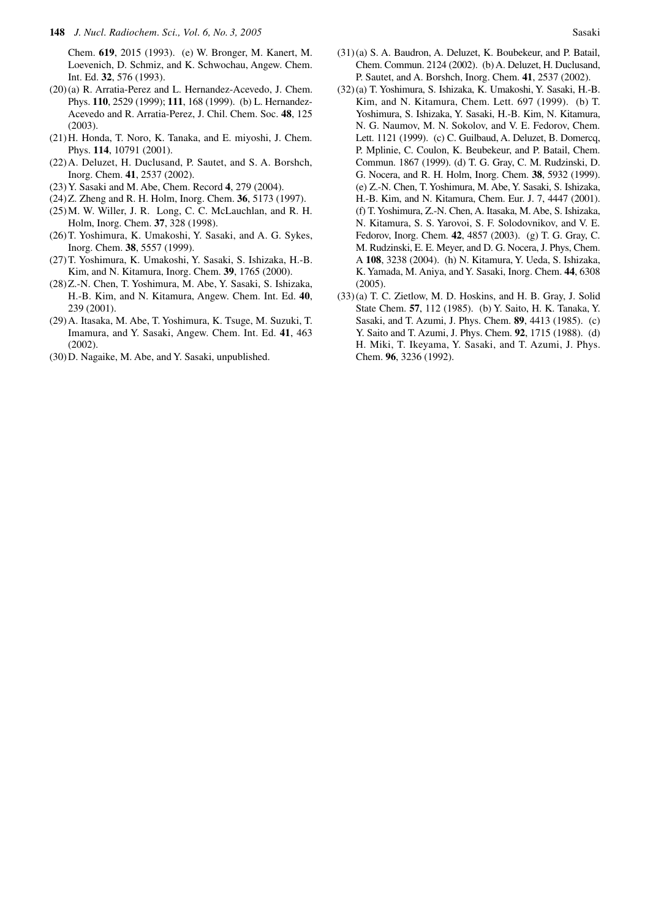Chem. **619**, 2015 (1993). (e) W. Bronger, M. Kanert, M. Loevenich, D. Schmiz, and K. Schwochau, Angew. Chem. Int. Ed. **32**, 576 (1993).

(20) (a) R. Arratia-Perez and L. Hernandez-Acevedo, J. Chem. Phys. **110**, 2529 (1999); **111**, 168 (1999). (b) L. Hernandez-Acevedo and R. Arratia-Perez, J. Chil. Chem. Soc. **48**, 125 (2003).

(21) H. Honda, T. Noro, K. Tanaka, and E. miyoshi, J. Chem. Phys. **114**, 10791 (2001).

(22) A. Deluzet, H. Duclusand, P. Sautet, and S. A. Borshch, Inorg. Chem. **41**, 2537 (2002).

(23) Y. Sasaki and M. Abe, Chem. Record **4**, 279 (2004).

(24) Z. Zheng and R. H. Holm, Inorg. Chem. **36**, 5173 (1997).

(25) M. W. Willer, J. R. Long, C. C. McLauchlan, and R. H. Holm, Inorg. Chem. **37**, 328 (1998).

(26) T. Yoshimura, K. Umakoshi, Y. Sasaki, and A. G. Sykes, Inorg. Chem. **38**, 5557 (1999).

(27) T. Yoshimura, K. Umakoshi, Y. Sasaki, S. Ishizaka, H.-B. Kim, and N. Kitamura, Inorg. Chem. **39**, 1765 (2000).

(28) Z.-N. Chen, T. Yoshimura, M. Abe, Y. Sasaki, S. Ishizaka, H.-B. Kim, and N. Kitamura, Angew. Chem. Int. Ed. **40**, 239 (2001).

(29) A. Itasaka, M. Abe, T. Yoshimura, K. Tsuge, M. Suzuki, T. Imamura, and Y. Sasaki, Angew. Chem. Int. Ed. **41**, 463 (2002).

(30) D. Nagaike, M. Abe, and Y. Sasaki, unpublished.

(31) (a) S. A. Baudron, A. Deluzet, K. Boubekeur, and P. Batail, Chem. Commun. 2124 (2002). (b) A. Deluzet, H. Duclusand, P. Sautet, and A. Borshch, Inorg. Chem. **41**, 2537 (2002).

(32) (a) T. Yoshimura, S. Ishizaka, K. Umakoshi, Y. Sasaki, H.-B. Kim, and N. Kitamura, Chem. Lett. 697 (1999). (b) T. Yoshimura, S. Ishizaka, Y. Sasaki, H.-B. Kim, N. Kitamura, N. G. Naumov, M. N. Sokolov, and V. E. Fedorov, Chem. Lett. 1121 (1999). (c) C. Guilbaud, A. Deluzet, B. Domercq, P. Mplinie, C. Coulon, K. Beubekeur, and P. Batail, Chem. Commun. 1867 (1999). (d) T. G. Gray, C. M. Rudzinski, D. G. Nocera, and R. H. Holm, Inorg. Chem. **38**, 5932 (1999). (e) Z.-N. Chen, T. Yoshimura, M. Abe, Y. Sasaki, S. Ishizaka, H.-B. Kim, and N. Kitamura, Chem. Eur. J. 7, 4447 (2001). (f) T. Yoshimura, Z.-N. Chen, A. Itasaka, M. Abe, S. Ishizaka, N. Kitamura, S. S. Yarovoi, S. F. Solodovnikov, and V. E. Fedorov, Inorg. Chem. **42**, 4857 (2003). (g) T. G. Gray, C. M. Rudzinski, E. E. Meyer, and D. G. Nocera, J. Phys, Chem. A **108**, 3238 (2004). (h) N. Kitamura, Y. Ueda, S. Ishizaka, K. Yamada, M. Aniya, and Y. Sasaki, Inorg. Chem. **44**, 6308 (2005).

(33) (a) T. C. Zietlow, M. D. Hoskins, and H. B. Gray, J. Solid State Chem. **57**, 112 (1985). (b) Y. Saito, H. K. Tanaka, Y. Sasaki, and T. Azumi, J. Phys. Chem. **89**, 4413 (1985). (c) Y. Saito and T. Azumi, J. Phys. Chem. **92**, 1715 (1988). (d) H. Miki, T. Ikeyama, Y. Sasaki, and T. Azumi, J. Phys. Chem. **96**, 3236 (1992).